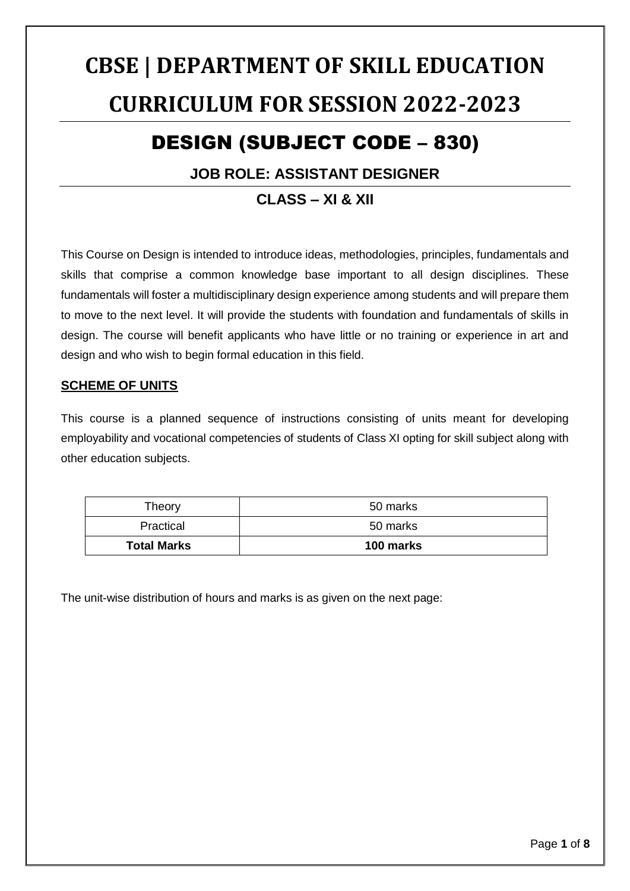# CBSE | DEPARTMENT OF SKILL EDUCATION

# CURRICULUM FOR SESSION 2022-2023

## DESIGN (SUBJECT CODE – 830)

### JOB ROLE: ASSISTANT DESIGNER

### CLASS – XI & XII

This Course on Design is intended to introduce ideas, methodologies, principles, fundamentals and skills that comprise a common knowledge base important to all design disciplines. These fundamentals will foster a multidisciplinary design experience among students and will prepare them to move to the next level. It will provide the students with foundation and fundamentals of skills in design. The course will benefit applicants who have little or no training or experience in art and design and who wish to begin formal education in this field.

**SCHEME OF UNITS**

This course is a planned sequence of instructions consisting of units meant for developing employability and vocational competencies of students of Class XI opting for skill subject along with other education subjects.

| Theory | 50 marks |
|---|---|
| Practical | 50 marks |
| **Total Marks** | **100 marks** |

The unit-wise distribution of hours and marks is as given on the next page: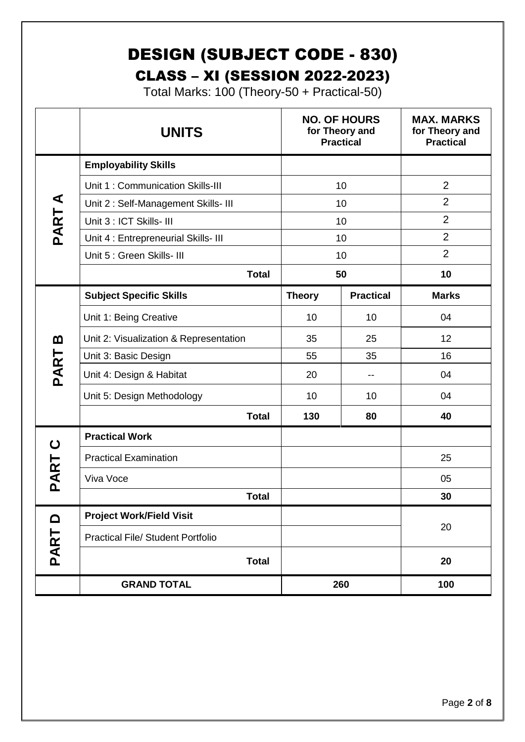# DESIGN (SUBJECT CODE - 830)

## CLASS – XI (SESSION 2022-2023)

Total Marks: 100 (Theory-50 + Practical-50)

| | UNITS | NO. OF HOURS for Theory and Practical | | MAX. MARKS for Theory and Practical |
|---|---|---|---|---|
| PART A | **Employability Skills** | | | |
| | Unit 1 : Communication Skills-III | 10 | | 2 |
| | Unit 2 : Self-Management Skills- III | 10 | | 2 |
| | Unit 3 : ICT Skills- III | 10 | | 2 |
| | Unit 4 : Entrepreneurial Skills- III | 10 | | 2 |
| | Unit 5 : Green Skills- III | 10 | | 2 |
| | **Total** | **50** | | **10** |
| PART B | **Subject Specific Skills** | **Theory** | **Practical** | **Marks** |
| | Unit 1: Being Creative | 10 | 10 | 04 |
| | Unit 2: Visualization & Representation | 35 | 25 | 12 |
| | Unit 3: Basic Design | 55 | 35 | 16 |
| | Unit 4: Design & Habitat | 20 | -- | 04 |
| | Unit 5: Design Methodology | 10 | 10 | 04 |
| | **Total** | **130** | **80** | **40** |
| PART C | **Practical Work** | | | |
| | Practical Examination | | | 25 |
| | Viva Voce | | | 05 |
| | **Total** | | | **30** |
| PART D | **Project Work/Field Visit** | | | 20 |
| | Practical File/ Student Portfolio | | | |
| | **Total** | | | **20** |
| | **GRAND TOTAL** | **260** | | **100** |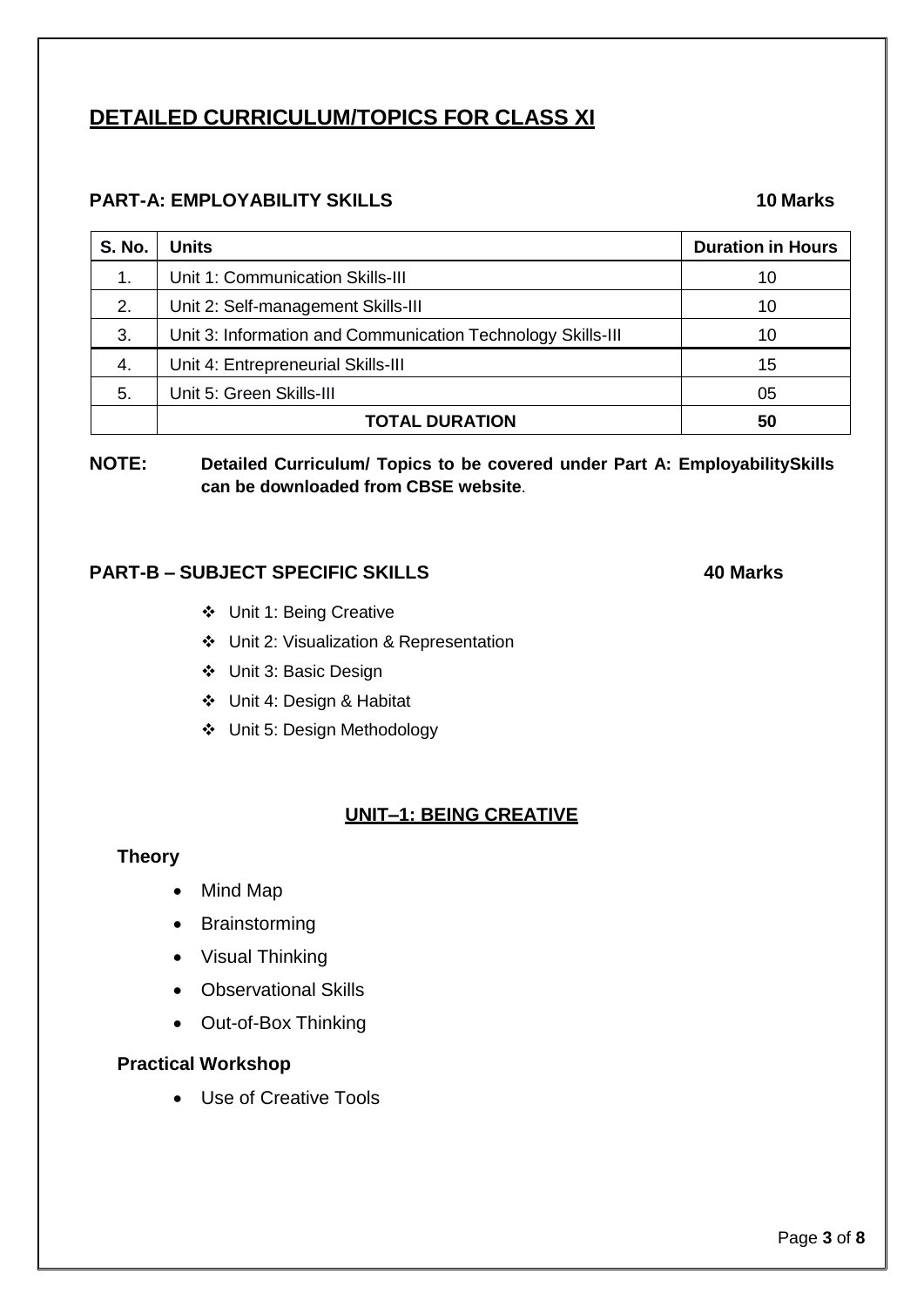# DETAILED CURRICULUM/TOPICS FOR CLASS XI

## PART-A: EMPLOYABILITY SKILLS 10 Marks

| S. No. | Units | Duration in Hours |
|---|---|---|
| 1. | Unit 1: Communication Skills-III | 10 |
| 2. | Unit 2: Self-management Skills-III | 10 |
| 3. | Unit 3: Information and Communication Technology Skills-III | 10 |
| 4. | Unit 4: Entrepreneurial Skills-III | 15 |
| 5. | Unit 5: Green Skills-III | 05 |
| | **TOTAL DURATION** | **50** |

**NOTE:** **Detailed Curriculum/ Topics to be covered under Part A: EmployabilitySkills can be downloaded from CBSE website**.

## PART-B – SUBJECT SPECIFIC SKILLS 40 Marks

- Unit 1: Being Creative
- Unit 2: Visualization & Representation
- Unit 3: Basic Design
- Unit 4: Design & Habitat
- Unit 5: Design Methodology

### UNIT–1: BEING CREATIVE

**Theory**

- Mind Map
- Brainstorming
- Visual Thinking
- Observational Skills
- Out-of-Box Thinking

**Practical Workshop**

- Use of Creative Tools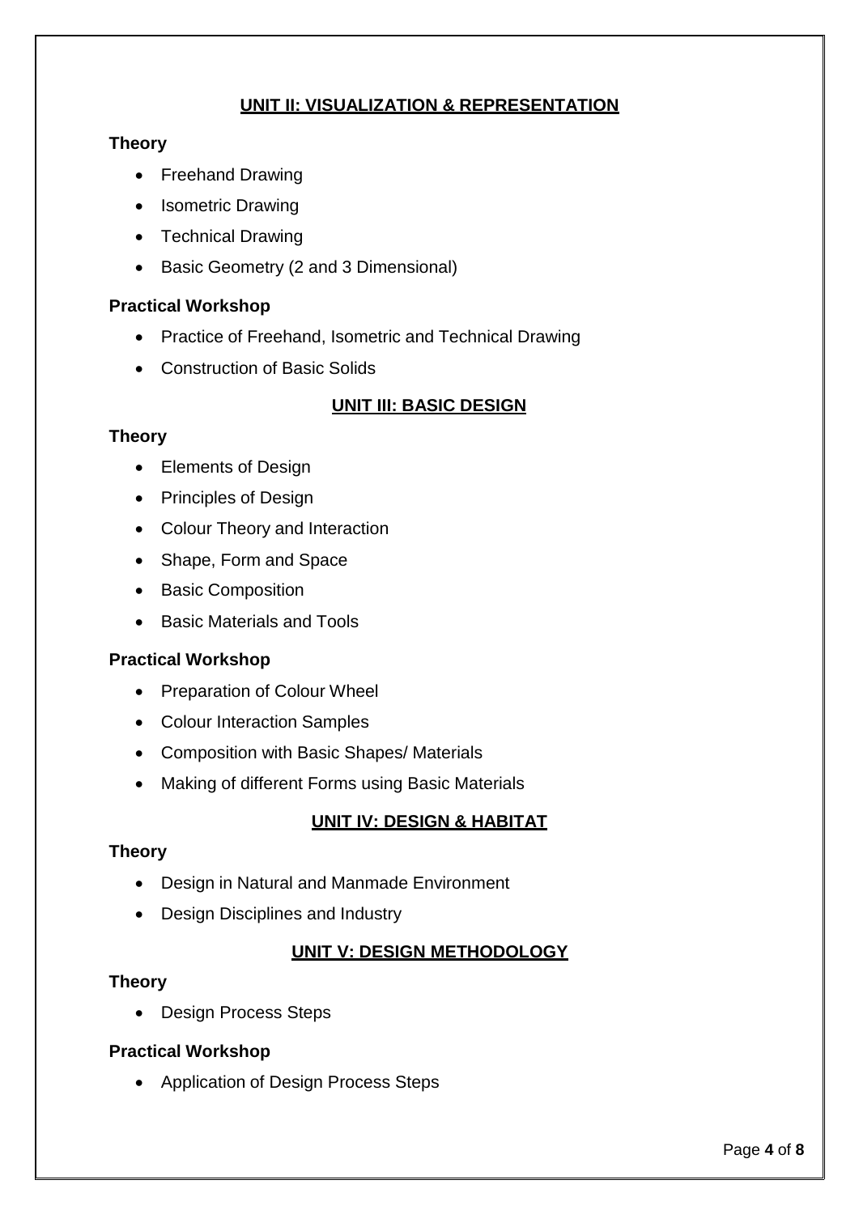## UNIT II: VISUALIZATION & REPRESENTATION

**Theory**

- Freehand Drawing
- Isometric Drawing
- Technical Drawing
- Basic Geometry (2 and 3 Dimensional)

**Practical Workshop**

- Practice of Freehand, Isometric and Technical Drawing
- Construction of Basic Solids

## UNIT III: BASIC DESIGN

**Theory**

- Elements of Design
- Principles of Design
- Colour Theory and Interaction
- Shape, Form and Space
- Basic Composition
- Basic Materials and Tools

**Practical Workshop**

- Preparation of Colour Wheel
- Colour Interaction Samples
- Composition with Basic Shapes/ Materials
- Making of different Forms using Basic Materials

## UNIT IV: DESIGN & HABITAT

**Theory**

- Design in Natural and Manmade Environment
- Design Disciplines and Industry

## UNIT V: DESIGN METHODOLOGY

**Theory**

- Design Process Steps

**Practical Workshop**

- Application of Design Process Steps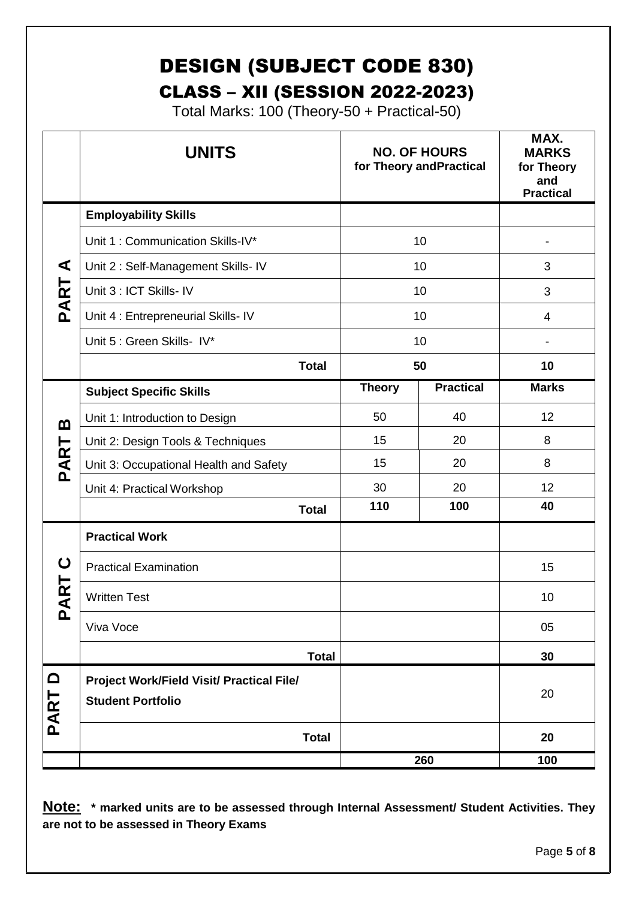# DESIGN (SUBJECT CODE 830)

## CLASS – XII (SESSION 2022-2023)

Total Marks: 100 (Theory-50 + Practical-50)

| | UNITS | NO. OF HOURS for Theory andPractical | | MAX. MARKS for Theory and Practical |
|---|---|---|---|---|
| PART A | **Employability Skills** | | | |
| | Unit 1 : Communication Skills-IV* | 10 | | - |
| | Unit 2 : Self-Management Skills- IV | 10 | | 3 |
| | Unit 3 : ICT Skills- IV | 10 | | 3 |
| | Unit 4 : Entrepreneurial Skills- IV | 10 | | 4 |
| | Unit 5 : Green Skills- IV* | 10 | | - |
| | **Total** | **50** | | **10** |
| PART B | **Subject Specific Skills** | **Theory** | **Practical** | **Marks** |
| | Unit 1: Introduction to Design | 50 | 40 | 12 |
| | Unit 2: Design Tools & Techniques | 15 | 20 | 8 |
| | Unit 3: Occupational Health and Safety | 15 | 20 | 8 |
| | Unit 4: Practical Workshop | 30 | 20 | 12 |
| | **Total** | **110** | **100** | **40** |
| PART C | **Practical Work** | | | |
| | Practical Examination | | | 15 |
| | Written Test | | | 10 |
| | Viva Voce | | | 05 |
| | **Total** | | | **30** |
| PART D | **Project Work/Field Visit/ Practical File/ Student Portfolio** | | | 20 |
| | **Total** | | | **20** |
| | | **260** | | **100** |

**Note: * marked units are to be assessed through Internal Assessment/ Student Activities. They are not to be assessed in Theory Exams**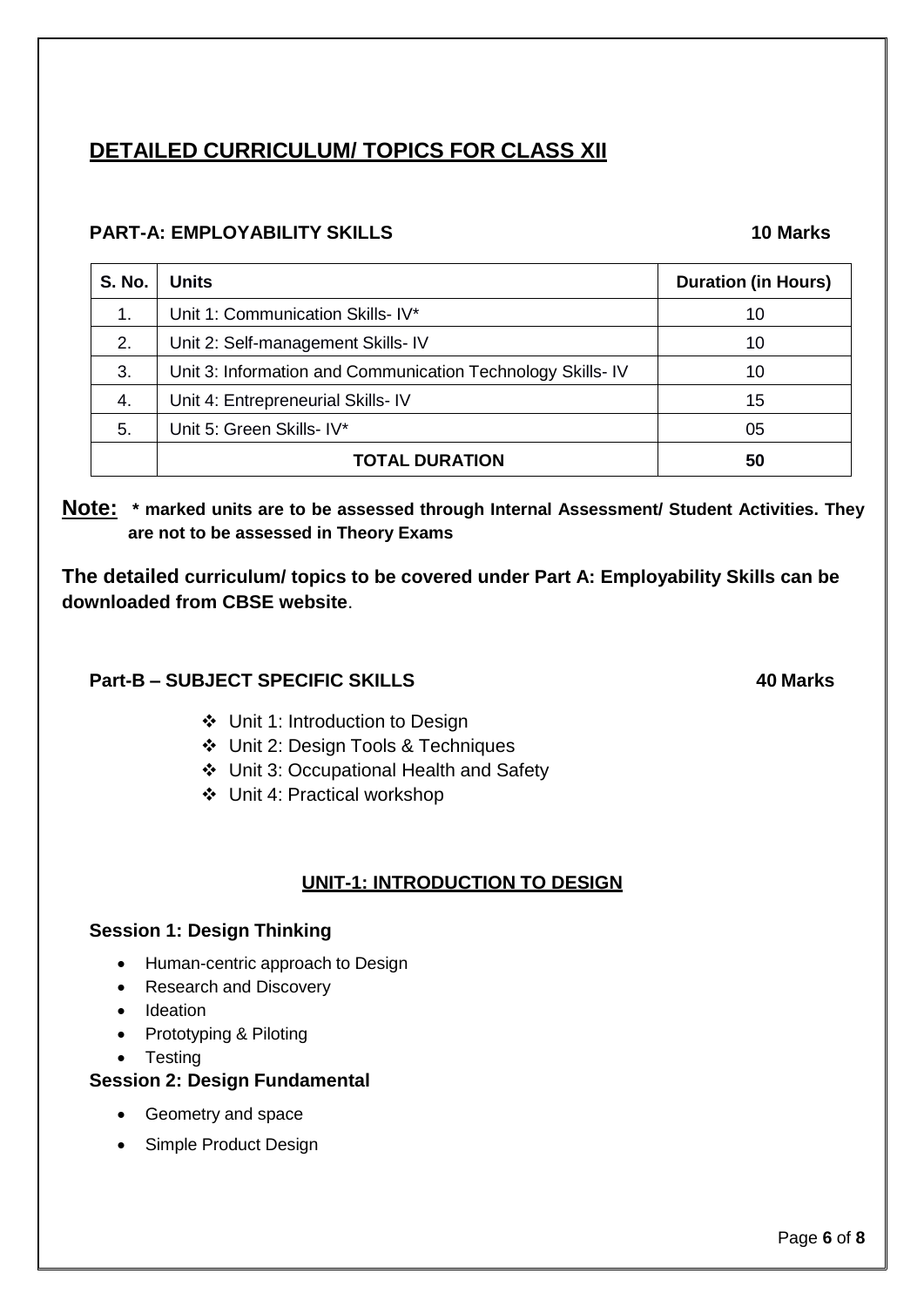# DETAILED CURRICULUM/ TOPICS FOR CLASS XII

### PART-A: EMPLOYABILITY SKILLS 10 Marks

| S. No. | Units | Duration (in Hours) |
|---|---|---|
| 1. | Unit 1: Communication Skills- IV* | 10 |
| 2. | Unit 2: Self-management Skills- IV | 10 |
| 3. | Unit 3: Information and Communication Technology Skills- IV | 10 |
| 4. | Unit 4: Entrepreneurial Skills- IV | 15 |
| 5. | Unit 5: Green Skills- IV* | 05 |
| | **TOTAL DURATION** | **50** |

**Note: * marked units are to be assessed through Internal Assessment/ Student Activities. They are not to be assessed in Theory Exams**

**The detailed curriculum/ topics to be covered under Part A: Employability Skills can be downloaded from CBSE website**.

### Part-B – SUBJECT SPECIFIC SKILLS 40 Marks

- Unit 1: Introduction to Design
- Unit 2: Design Tools & Techniques
- Unit 3: Occupational Health and Safety
- Unit 4: Practical workshop

## UNIT-1: INTRODUCTION TO DESIGN

### Session 1: Design Thinking

- Human-centric approach to Design
- Research and Discovery
- Ideation
- Prototyping & Piloting
- Testing

### Session 2: Design Fundamental

- Geometry and space
- Simple Product Design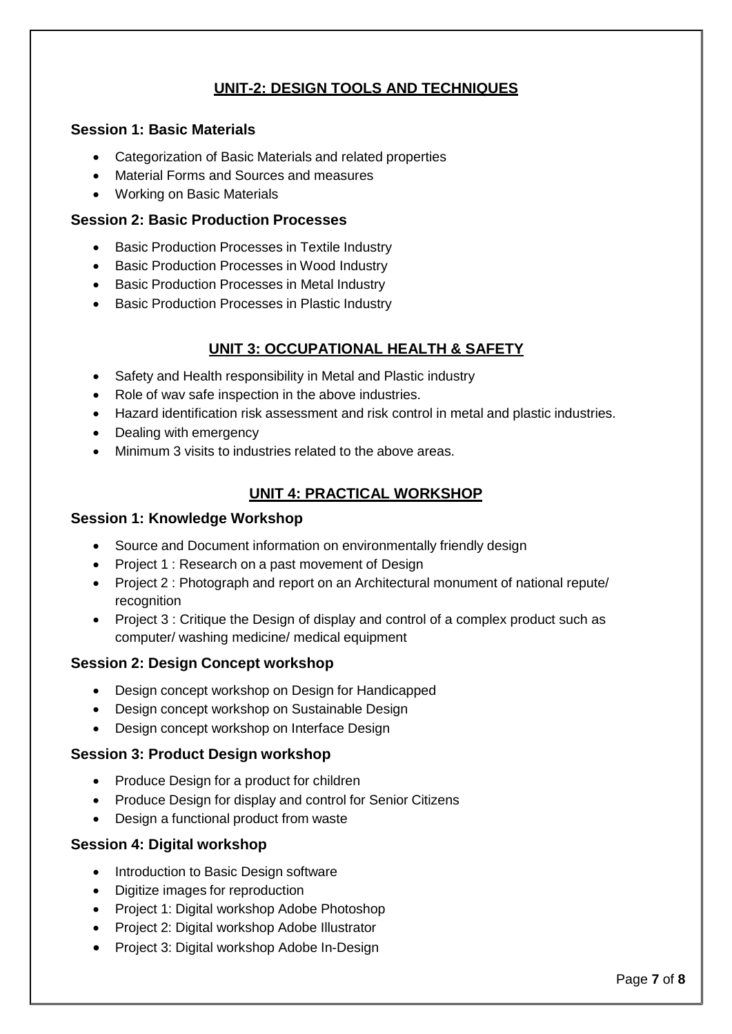## UNIT-2: DESIGN TOOLS AND TECHNIQUES

### Session 1: Basic Materials

- Categorization of Basic Materials and related properties
- Material Forms and Sources and measures
- Working on Basic Materials

### Session 2: Basic Production Processes

- Basic Production Processes in Textile Industry
- Basic Production Processes in Wood Industry
- Basic Production Processes in Metal Industry
- Basic Production Processes in Plastic Industry

## UNIT 3: OCCUPATIONAL HEALTH & SAFETY

- Safety and Health responsibility in Metal and Plastic industry
- Role of wav safe inspection in the above industries.
- Hazard identification risk assessment and risk control in metal and plastic industries.
- Dealing with emergency
- Minimum 3 visits to industries related to the above areas.

## UNIT 4: PRACTICAL WORKSHOP

### Session 1: Knowledge Workshop

- Source and Document information on environmentally friendly design
- Project 1 : Research on a past movement of Design
- Project 2 : Photograph and report on an Architectural monument of national repute/ recognition
- Project 3 : Critique the Design of display and control of a complex product such as computer/ washing medicine/ medical equipment

### Session 2: Design Concept workshop

- Design concept workshop on Design for Handicapped
- Design concept workshop on Sustainable Design
- Design concept workshop on Interface Design

### Session 3: Product Design workshop

- Produce Design for a product for children
- Produce Design for display and control for Senior Citizens
- Design a functional product from waste

### Session 4: Digital workshop

- Introduction to Basic Design software
- Digitize images for reproduction
- Project 1: Digital workshop Adobe Photoshop
- Project 2: Digital workshop Adobe Illustrator
- Project 3: Digital workshop Adobe In-Design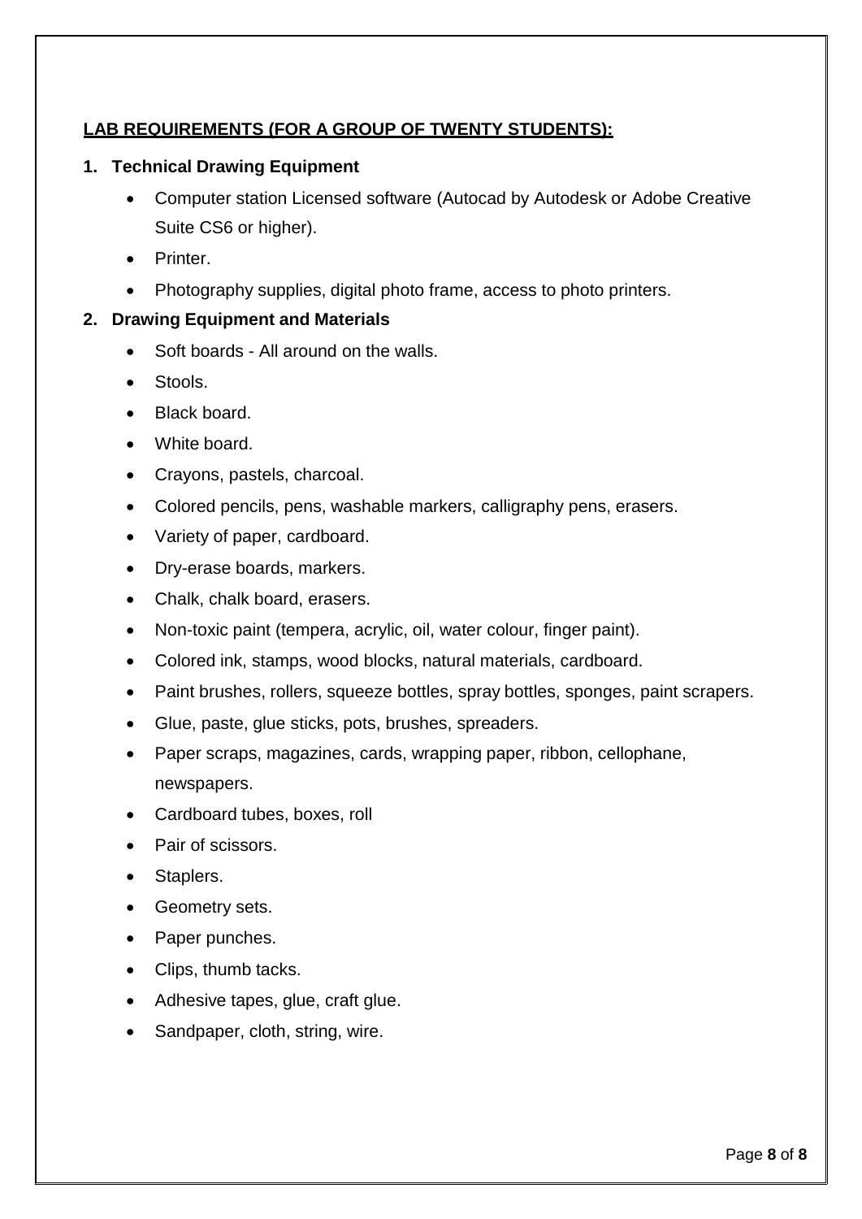## LAB REQUIREMENTS (FOR A GROUP OF TWENTY STUDENTS):

1. **Technical Drawing Equipment**

   - Computer station Licensed software (Autocad by Autodesk or Adobe Creative Suite CS6 or higher).
   - Printer.
   - Photography supplies, digital photo frame, access to photo printers.

2. **Drawing Equipment and Materials**

   - Soft boards - All around on the walls.
   - Stools.
   - Black board.
   - White board.
   - Crayons, pastels, charcoal.
   - Colored pencils, pens, washable markers, calligraphy pens, erasers.
   - Variety of paper, cardboard.
   - Dry-erase boards, markers.
   - Chalk, chalk board, erasers.
   - Non-toxic paint (tempera, acrylic, oil, water colour, finger paint).
   - Colored ink, stamps, wood blocks, natural materials, cardboard.
   - Paint brushes, rollers, squeeze bottles, spray bottles, sponges, paint scrapers.
   - Glue, paste, glue sticks, pots, brushes, spreaders.
   - Paper scraps, magazines, cards, wrapping paper, ribbon, cellophane, newspapers.
   - Cardboard tubes, boxes, roll
   - Pair of scissors.
   - Staplers.
   - Geometry sets.
   - Paper punches.
   - Clips, thumb tacks.
   - Adhesive tapes, glue, craft glue.
   - Sandpaper, cloth, string, wire.